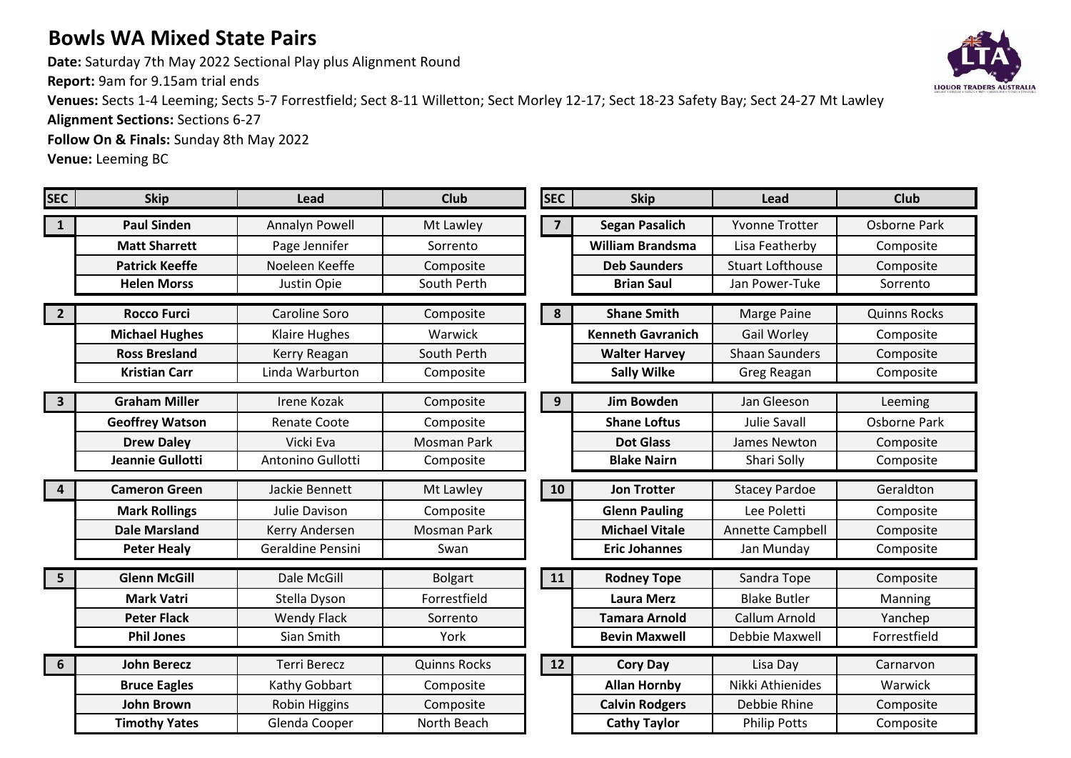# Bowls WA Mixed State Pairs

**Date:** Saturday 7th May 2022 Sectional Play plus Alignment Round
**Report:** 9am for 9.15am trial ends
**Venues:** Sects 1-4 Leeming; Sects 5-7 Forrestfield; Sect 8-11 Willetton; Sect Morley 12-17; Sect 18-23 Safety Bay; Sect 24-27 Mt Lawley
**Alignment Sections:** Sections 6-27
**Follow On & Finals:** Sunday 8th May 2022
**Venue:** Leeming BC

| SEC | Skip | Lead | Club |
|---|---|---|---|
| 1 | **Paul Sinden** | Annalyn Powell | Mt Lawley |
| | **Matt Sharrett** | Page Jennifer | Sorrento |
| | **Patrick Keeffe** | Noeleen Keeffe | Composite |
| | **Helen Morss** | Justin Opie | South Perth |
| 2 | **Rocco Furci** | Caroline Soro | Composite |
| | **Michael Hughes** | Klaire Hughes | Warwick |
| | **Ross Bresland** | Kerry Reagan | South Perth |
| | **Kristian Carr** | Linda Warburton | Composite |
| 3 | **Graham Miller** | Irene Kozak | Composite |
| | **Geoffrey Watson** | Renate Coote | Composite |
| | **Drew Daley** | Vicki Eva | Mosman Park |
| | **Jeannie Gullotti** | Antonino Gullotti | Composite |
| 4 | **Cameron Green** | Jackie Bennett | Mt Lawley |
| | **Mark Rollings** | Julie Davison | Composite |
| | **Dale Marsland** | Kerry Andersen | Mosman Park |
| | **Peter Healy** | Geraldine Pensini | Swan |
| 5 | **Glenn McGill** | Dale McGill | Bolgart |
| | **Mark Vatri** | Stella Dyson | Forrestfield |
| | **Peter Flack** | Wendy Flack | Sorrento |
| | **Phil Jones** | Sian Smith | York |
| 6 | **John Berecz** | Terri Berecz | Quinns Rocks |
| | **Bruce Eagles** | Kathy Gobbart | Composite |
| | **John Brown** | Robin Higgins | Composite |
| | **Timothy Yates** | Glenda Cooper | North Beach |

| SEC | Skip | Lead | Club |
|---|---|---|---|
| 7 | **Segan Pasalich** | Yvonne Trotter | Osborne Park |
| | **William Brandsma** | Lisa Featherby | Composite |
| | **Deb Saunders** | Stuart Lofthouse | Composite |
| | **Brian Saul** | Jan Power-Tuke | Sorrento |
| 8 | **Shane Smith** | Marge Paine | Quinns Rocks |
| | **Kenneth Gavranich** | Gail Worley | Composite |
| | **Walter Harvey** | Shaan Saunders | Composite |
| | **Sally Wilke** | Greg Reagan | Composite |
| 9 | **Jim Bowden** | Jan Gleeson | Leeming |
| | **Shane Loftus** | Julie Savall | Osborne Park |
| | **Dot Glass** | James Newton | Composite |
| | **Blake Nairn** | Shari Solly | Composite |
| 10 | **Jon Trotter** | Stacey Pardoe | Geraldton |
| | **Glenn Pauling** | Lee Poletti | Composite |
| | **Michael Vitale** | Annette Campbell | Composite |
| | **Eric Johannes** | Jan Munday | Composite |
| 11 | **Rodney Tope** | Sandra Tope | Composite |
| | **Laura Merz** | Blake Butler | Manning |
| | **Tamara Arnold** | Callum Arnold | Yanchep |
| | **Bevin Maxwell** | Debbie Maxwell | Forrestfield |
| 12 | **Cory Day** | Lisa Day | Carnarvon |
| | **Allan Hornby** | Nikki Athienides | Warwick |
| | **Calvin Rodgers** | Debbie Rhine | Composite |
| | **Cathy Taylor** | Philip Potts | Composite |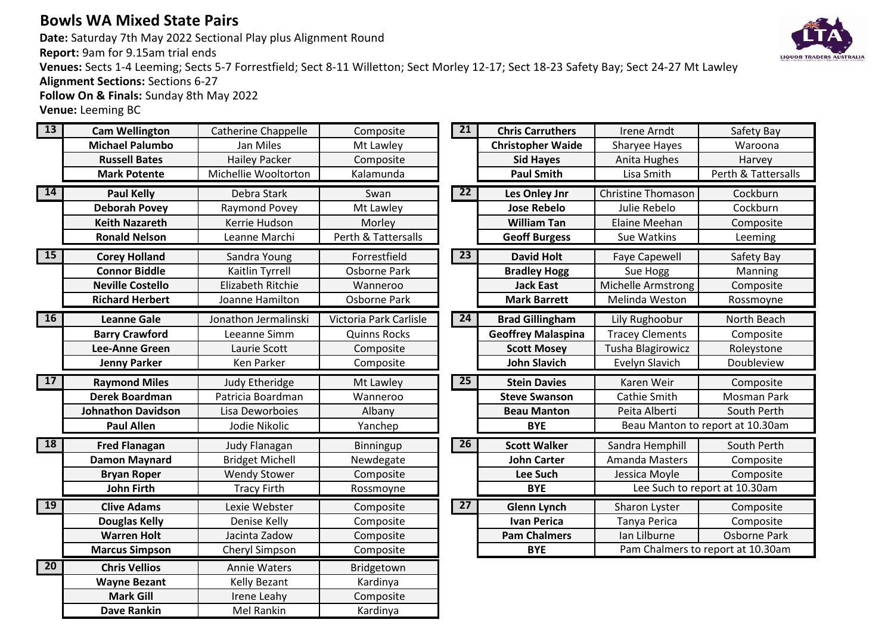## Bowls WA Mixed State Pairs

**Date:** Saturday 7th May 2022 Sectional Play plus Alignment Round
**Report:** 9am for 9.15am trial ends
**Venues:** Sects 1-4 Leeming; Sects 5-7 Forrestfield; Sect 8-11 Willetton; Sect Morley 12-17; Sect 18-23 Safety Bay; Sect 24-27 Mt Lawley
**Alignment Sections:** Sections 6-27
**Follow On & Finals:** Sunday 8th May 2022
**Venue:** Leeming BC

| | | | |
|---|---|---|---|
| 13 | **Cam Wellington** | Catherine Chappelle | Composite |
| | **Michael Palumbo** | Jan Miles | Mt Lawley |
| | **Russell Bates** | Hailey Packer | Composite |
| | **Mark Potente** | Michellie Wooltorton | Kalamunda |
| 14 | **Paul Kelly** | Debra Stark | Swan |
| | **Deborah Povey** | Raymond Povey | Mt Lawley |
| | **Keith Nazareth** | Kerrie Hudson | Morley |
| | **Ronald Nelson** | Leanne Marchi | Perth & Tattersalls |
| 15 | **Corey Holland** | Sandra Young | Forrestfield |
| | **Connor Biddle** | Kaitlin Tyrrell | Osborne Park |
| | **Neville Costello** | Elizabeth Ritchie | Wanneroo |
| | **Richard Herbert** | Joanne Hamilton | Osborne Park |
| 16 | **Leanne Gale** | Jonathon Jermalinski | Victoria Park Carlisle |
| | **Barry Crawford** | Leeanne Simm | Quinns Rocks |
| | **Lee-Anne Green** | Laurie Scott | Composite |
| | **Jenny Parker** | Ken Parker | Composite |
| 17 | **Raymond Miles** | Judy Etheridge | Mt Lawley |
| | **Derek Boardman** | Patricia Boardman | Wanneroo |
| | **Johnathon Davidson** | Lisa Deworboies | Albany |
| | **Paul Allen** | Jodie Nikolic | Yanchep |
| 18 | **Fred Flanagan** | Judy Flanagan | Binningup |
| | **Damon Maynard** | Bridget Michell | Newdegate |
| | **Bryan Roper** | Wendy Stower | Composite |
| | **John Firth** | Tracy Firth | Rossmoyne |
| 19 | **Clive Adams** | Lexie Webster | Composite |
| | **Douglas Kelly** | Denise Kelly | Composite |
| | **Warren Holt** | Jacinta Zadow | Composite |
| | **Marcus Simpson** | Cheryl Simpson | Composite |
| 20 | **Chris Vellios** | Annie Waters | Bridgetown |
| | **Wayne Bezant** | Kelly Bezant | Kardinya |
| | **Mark Gill** | Irene Leahy | Composite |
| | **Dave Rankin** | Mel Rankin | Kardinya |
| 21 | **Chris Carruthers** | Irene Arndt | Safety Bay |
| | **Christopher Waide** | Sharyee Hayes | Waroona |
| | **Sid Hayes** | Anita Hughes | Harvey |
| | **Paul Smith** | Lisa Smith | Perth & Tattersalls |
| 22 | **Les Onley Jnr** | Christine Thomason | Cockburn |
| | **Jose Rebelo** | Julie Rebelo | Cockburn |
| | **William Tan** | Elaine Meehan | Composite |
| | **Geoff Burgess** | Sue Watkins | Leeming |
| 23 | **David Holt** | Faye Capewell | Safety Bay |
| | **Bradley Hogg** | Sue Hogg | Manning |
| | **Jack East** | Michelle Armstrong | Composite |
| | **Mark Barrett** | Melinda Weston | Rossmoyne |
| 24 | **Brad Gillingham** | Lily Rughoobur | North Beach |
| | **Geoffrey Malaspina** | Tracey Clements | Composite |
| | **Scott Mosey** | Tusha Blagirowicz | Roleystone |
| | **John Slavich** | Evelyn Slavich | Doubleview |
| 25 | **Stein Davies** | Karen Weir | Composite |
| | **Steve Swanson** | Cathie Smith | Mosman Park |
| | **Beau Manton** | Peita Alberti | South Perth |
| | **BYE** | Beau Manton to report at 10.30am | |
| 26 | **Scott Walker** | Sandra Hemphill | South Perth |
| | **John Carter** | Amanda Masters | Composite |
| | **Lee Such** | Jessica Moyle | Composite |
| | **BYE** | Lee Such to report at 10.30am | |
| 27 | **Glenn Lynch** | Sharon Lyster | Composite |
| | **Ivan Perica** | Tanya Perica | Composite |
| | **Pam Chalmers** | Ian Lilburne | Osborne Park |
| | **BYE** | Pam Chalmers to report at 10.30am | |